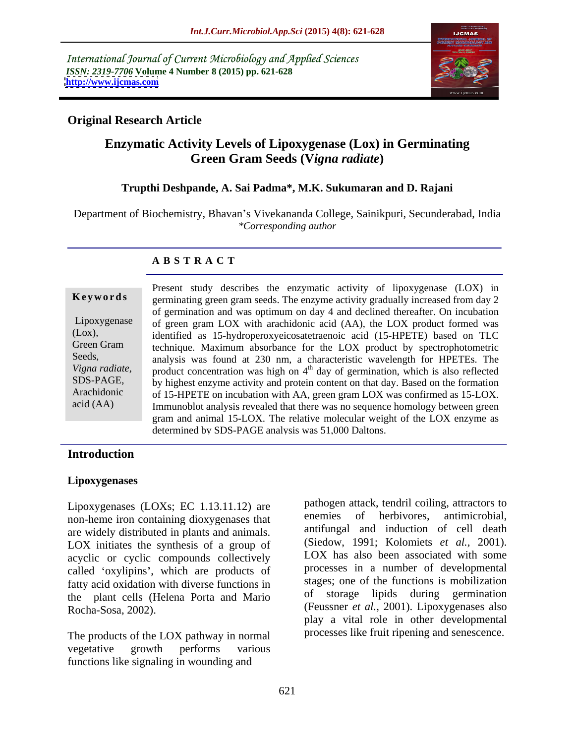International Journal of Current Microbiology and Applied Sciences
*ISSN: 2319-7706* **Volume 4 Number 8 (2015) pp. 621-628**
**http://www.ijcmas.com**

**Original Research Article**

# Enzymatic Activity Levels of Lipoxygenase (Lox) in Germinating Green Gram Seeds (*Vigna radiate*)

**Trupthi Deshpande, A. Sai Padma\*, M.K. Sukumaran and D. Rajani**

Department of Biochemistry, Bhavan's Vivekananda College, Sainikpuri, Secunderabad, India
*\*Corresponding author*

**A B S T R A C T**

**Keywords**

Lipoxygenase (Lox), Green Gram Seeds, *Vigna radiate*, SDS-PAGE, Arachidonic acid (AA)

Present study describes the enzymatic activity of lipoxygenase (LOX) in germinating green gram seeds. The enzyme activity gradually increased from day 2 of germination and was optimum on day 4 and declined thereafter. On incubation of green gram LOX with arachidonic acid (AA), the LOX product formed was identified as 15-hydroperoxyeicosatetraenoic acid (15-HPETE) based on TLC technique. Maximum absorbance for the LOX product by spectrophotometric analysis was found at 230 nm, a characteristic wavelength for HPETEs. The product concentration was high on $4^{th}$ day of germination, which is also reflected by highest enzyme activity and protein content on that day. Based on the formation of 15-HPETE on incubation with AA, green gram LOX was confirmed as 15-LOX. Immunoblot analysis revealed that there was no sequence homology between green gram and animal 15-LOX. The relative molecular weight of the LOX enzyme as determined by SDS-PAGE analysis was 51,000 Daltons.

## Introduction

### Lipoxygenases

Lipoxygenases (LOXs; EC 1.13.11.12) are non-heme iron containing dioxygenases that are widely distributed in plants and animals. LOX initiates the synthesis of a group of acyclic or cyclic compounds collectively called 'oxylipins', which are products of fatty acid oxidation with diverse functions in the plant cells (Helena Porta and Mario Rocha-Sosa, 2002).

The products of the LOX pathway in normal vegetative growth performs various functions like signaling in wounding and pathogen attack, tendril coiling, attractors to enemies of herbivores, antimicrobial, antifungal and induction of cell death (Siedow, 1991; Kolomiets *et al.*, 2001). LOX has also been associated with some processes in a number of developmental stages; one of the functions is mobilization of storage lipids during germination (Feussner *et al.*, 2001). Lipoxygenases also play a vital role in other developmental processes like fruit ripening and senescence.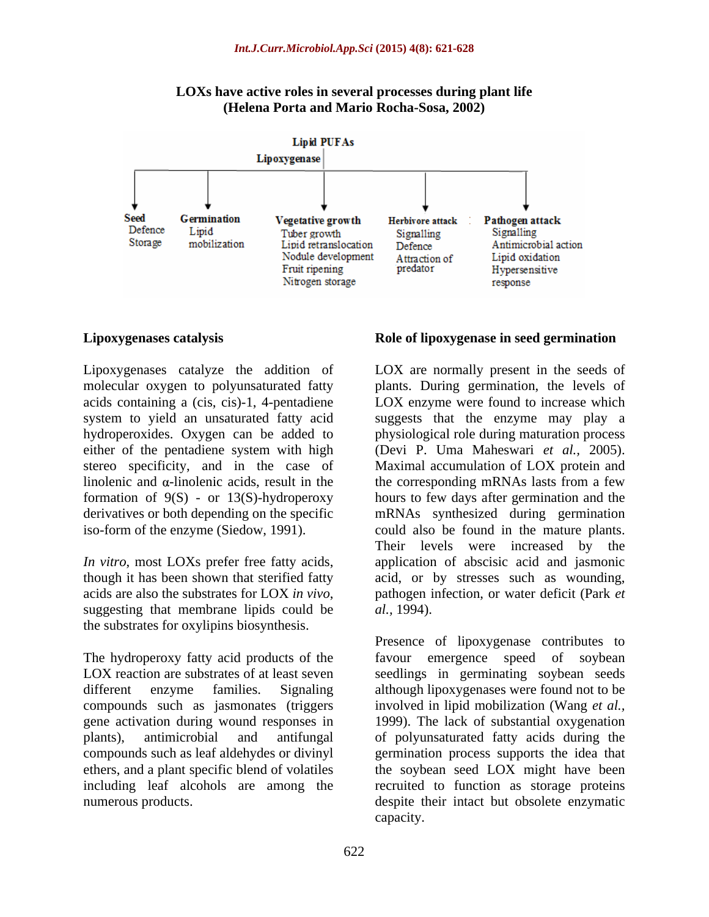**LOXs have active roles in several processes during plant life (Helena Porta and Mario Rocha-Sosa, 2002)**

Lipid PUFAs

Lipoxygenase

| Seed | Germination | Vegetative growth | Herbivore attack | Pathogen attack |
|---|---|---|---|---|
| Defence | Lipid mobilization | Tuber growth | Signalling | Signalling |
| Storage | | Lipid retranslocation | Defence | Antimicrobial action |
| | | Nodule development | Attraction of predator | Lipid oxidation |
| | | Fruit ripening | | Hypersensitive response |
| | | Nitrogen storage | | |

## Lipoxygenases catalysis

Lipoxygenases catalyze the addition of molecular oxygen to polyunsaturated fatty acids containing a (cis, cis)-1, 4-pentadiene system to yield an unsaturated fatty acid hydroperoxides. Oxygen can be added to either of the pentadiene system with high stereo specificity, and in the case of linolenic and α-linolenic acids, result in the formation of 9(S) - or 13(S)-hydroperoxy derivatives or both depending on the specific iso-form of the enzyme (Siedow, 1991).

*In vitro*, most LOXs prefer free fatty acids, though it has been shown that sterified fatty acids are also the substrates for LOX *in vivo*, suggesting that membrane lipids could be the substrates for oxylipins biosynthesis.

The hydroperoxy fatty acid products of the LOX reaction are substrates of at least seven different enzyme families. Signaling compounds such as jasmonates (triggers gene activation during wound responses in plants), antimicrobial and antifungal compounds such as leaf aldehydes or divinyl ethers, and a plant specific blend of volatiles including leaf alcohols are among the numerous products.

## Role of lipoxygenase in seed germination

LOX are normally present in the seeds of plants. During germination, the levels of LOX enzyme were found to increase which suggests that the enzyme may play a physiological role during maturation process (Devi P. Uma Maheswari *et al.,* 2005). Maximal accumulation of LOX protein and the corresponding mRNAs lasts from a few hours to few days after germination and the mRNAs synthesized during germination could also be found in the mature plants. Their levels were increased by the application of abscisic acid and jasmonic acid, or by stresses such as wounding, pathogen infection, or water deficit (Park *et al.*, 1994).

Presence of lipoxygenase contributes to favour emergence speed of soybean seedlings in germinating soybean seeds although lipoxygenases were found not to be involved in lipid mobilization (Wang *et al.,* 1999). The lack of substantial oxygenation of polyunsaturated fatty acids during the germination process supports the idea that the soybean seed LOX might have been recruited to function as storage proteins despite their intact but obsolete enzymatic capacity.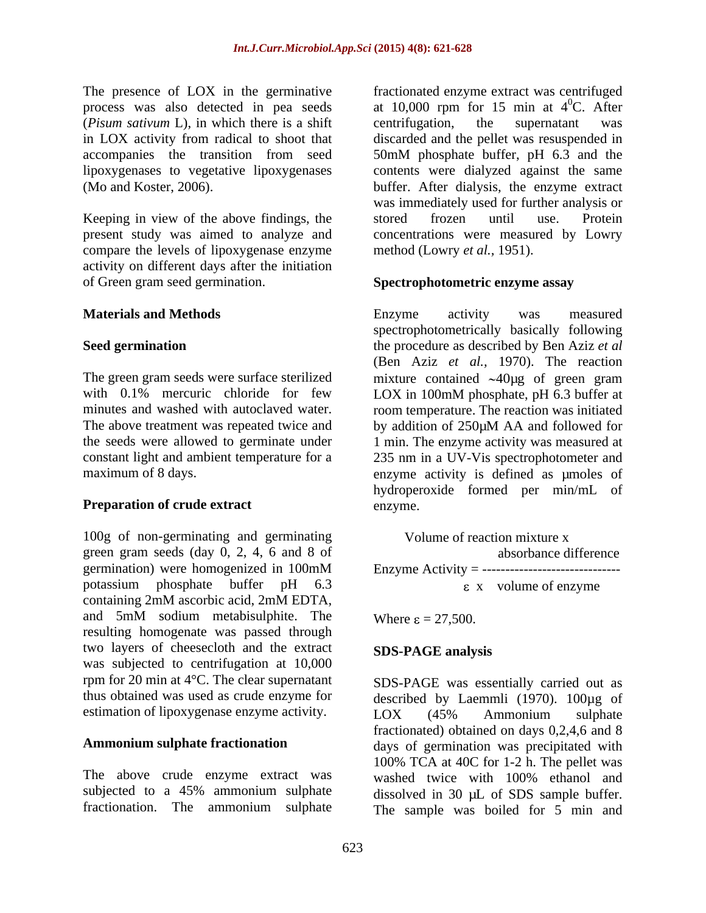The presence of LOX in the germinative process was also detected in pea seeds (*Pisum sativum* L), in which there is a shift in LOX activity from radical to shoot that accompanies the transition from seed lipoxygenases to vegetative lipoxygenases (Mo and Koster, 2006).

Keeping in view of the above findings, the present study was aimed to analyze and compare the levels of lipoxygenase enzyme activity on different days after the initiation of Green gram seed germination.

## Materials and Methods

### Seed germination

The green gram seeds were surface sterilized with 0.1% mercuric chloride for few minutes and washed with autoclaved water. The above treatment was repeated twice and the seeds were allowed to germinate under constant light and ambient temperature for a maximum of 8 days.

### Preparation of crude extract

100g of non-germinating and germinating green gram seeds (day 0, 2, 4, 6 and 8 of germination) were homogenized in 100mM potassium phosphate buffer pH 6.3 containing 2mM ascorbic acid, 2mM EDTA, and 5mM sodium metabisulphite. The resulting homogenate was passed through two layers of cheesecloth and the extract was subjected to centrifugation at 10,000 rpm for 20 min at 4°C. The clear supernatant thus obtained was used as crude enzyme for estimation of lipoxygenase enzyme activity.

### Ammonium sulphate fractionation

The above crude enzyme extract was subjected to a 45% ammonium sulphate fractionation. The ammonium sulphate fractionated enzyme extract was centrifuged at 10,000 rpm for 15 min at $4^0$C. After centrifugation, the supernatant was discarded and the pellet was resuspended in 50mM phosphate buffer, pH 6.3 and the contents were dialyzed against the same buffer. After dialysis, the enzyme extract was immediately used for further analysis or stored frozen until use. Protein concentrations were measured by Lowry method (Lowry *et al.,* 1951).

### Spectrophotometric enzyme assay

Enzyme activity was measured spectrophotometrically basically following the procedure as described by Ben Aziz *et al* (Ben Aziz *et al.,* 1970). The reaction mixture contained ~40µg of green gram LOX in 100mM phosphate, pH 6.3 buffer at room temperature. The reaction was initiated by addition of 250µM AA and followed for 1 min. The enzyme activity was measured at 235 nm in a UV-Vis spectrophotometer and enzyme activity is defined as µmoles of hydroperoxide formed per min/mL of enzyme.

$$\text{Enzyme Activity} = \frac{\text{Volume of reaction mixture x absorbance difference}}{\varepsilon \text{ x volume of enzyme}}$$

Where $\varepsilon$ = 27,500.

### SDS-PAGE analysis

SDS-PAGE was essentially carried out as described by Laemmli (1970). 100µg of LOX (45% Ammonium sulphate fractionated) obtained on days 0,2,4,6 and 8 days of germination was precipitated with 100% TCA at 40C for 1-2 h. The pellet was washed twice with 100% ethanol and dissolved in 30 µL of SDS sample buffer. The sample was boiled for 5 min and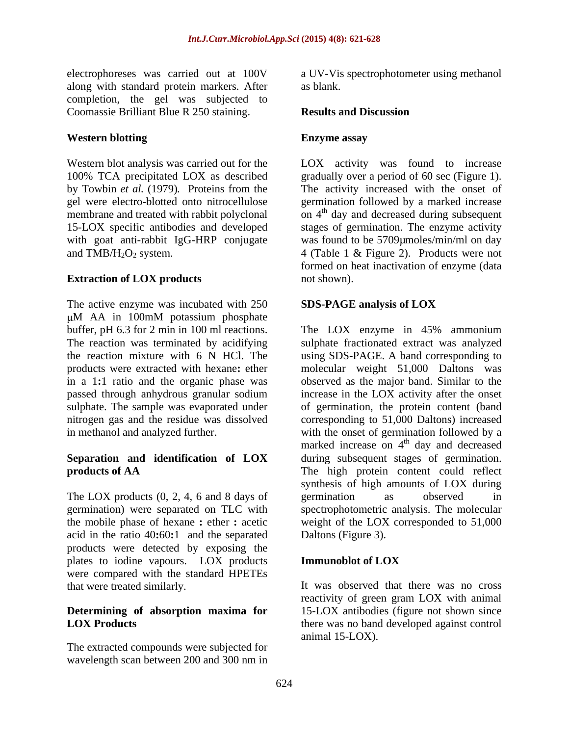electrophoreses was carried out at 100V along with standard protein markers. After completion, the gel was subjected to Coomassie Brilliant Blue R 250 staining.

**Western blotting**

Western blot analysis was carried out for the 100% TCA precipitated LOX as described by Towbin *et al.* (1979). Proteins from the gel were electro-blotted onto nitrocellulose membrane and treated with rabbit polyclonal 15-LOX specific antibodies and developed with goat anti-rabbit IgG-HRP conjugate and $TMB/H_2O_2$ system.

**Extraction of LOX products**

The active enzyme was incubated with 250 μM AA in 100mM potassium phosphate buffer, pH 6.3 for 2 min in 100 ml reactions. The reaction was terminated by acidifying the reaction mixture with 6 N HCl. The products were extracted with hexane**:** ether in a 1**:**1 ratio and the organic phase was passed through anhydrous granular sodium sulphate. The sample was evaporated under nitrogen gas and the residue was dissolved in methanol and analyzed further.

**Separation and identification of LOX products of AA**

The LOX products (0, 2, 4, 6 and 8 days of germination) were separated on TLC with the mobile phase of hexane **:** ether **:** acetic acid in the ratio 40**:**60**:**1 and the separated products were detected by exposing the plates to iodine vapours. LOX products were compared with the standard HPETEs that were treated similarly.

**Determining of absorption maxima for LOX Products**

The extracted compounds were subjected for wavelength scan between 200 and 300 nm in a UV-Vis spectrophotometer using methanol as blank.

## Results and Discussion

**Enzyme assay**

LOX activity was found to increase gradually over a period of 60 sec (Figure 1). The activity increased with the onset of germination followed by a marked increase on 4$^{th}$ day and decreased during subsequent stages of germination. The enzyme activity was found to be 5709μmoles/min/ml on day 4 (Table 1 & Figure 2). Products were not formed on heat inactivation of enzyme (data not shown).

**SDS-PAGE analysis of LOX**

The LOX enzyme in 45% ammonium sulphate fractionated extract was analyzed using SDS-PAGE. A band corresponding to molecular weight 51,000 Daltons was observed as the major band. Similar to the increase in the LOX activity after the onset of germination, the protein content (band corresponding to 51,000 Daltons) increased with the onset of germination followed by a marked increase on 4$^{th}$ day and decreased during subsequent stages of germination. The high protein content could reflect synthesis of high amounts of LOX during germination as observed in spectrophotometric analysis. The molecular weight of the LOX corresponded to 51,000 Daltons (Figure 3).

**Immunoblot of LOX**

It was observed that there was no cross reactivity of green gram LOX with animal 15-LOX antibodies (figure not shown since there was no band developed against control animal 15-LOX).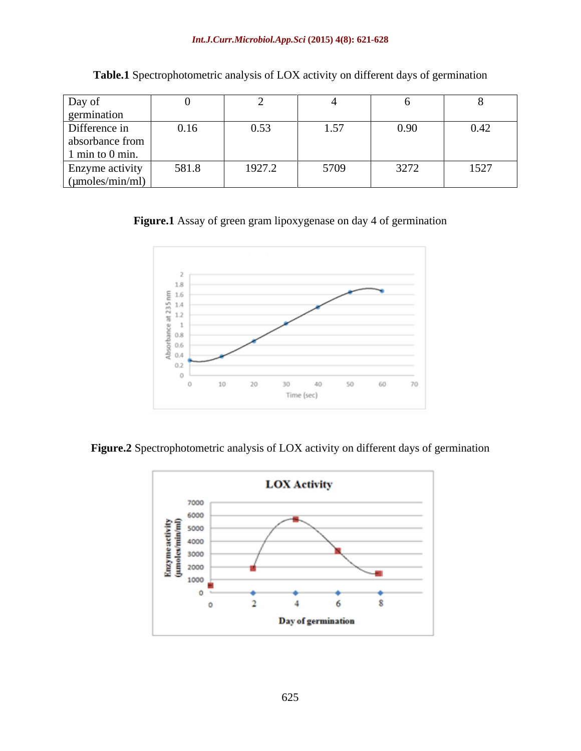**Table.1** Spectrophotometric analysis of LOX activity on different days of germination

| Day of germination | 0 | 2 | 4 | 6 | 8 |
|---|---|---|---|---|---|
| Difference in absorbance from 1 min to 0 min. | 0.16 | 0.53 | 1.57 | 0.90 | 0.42 |
| Enzyme activity (μmoles/min/ml) | 581.8 | 1927.2 | 5709 | 3272 | 1527 |

**Figure.1** Assay of green gram lipoxygenase on day 4 of germination

**Figure.2** Spectrophotometric analysis of LOX activity on different days of germination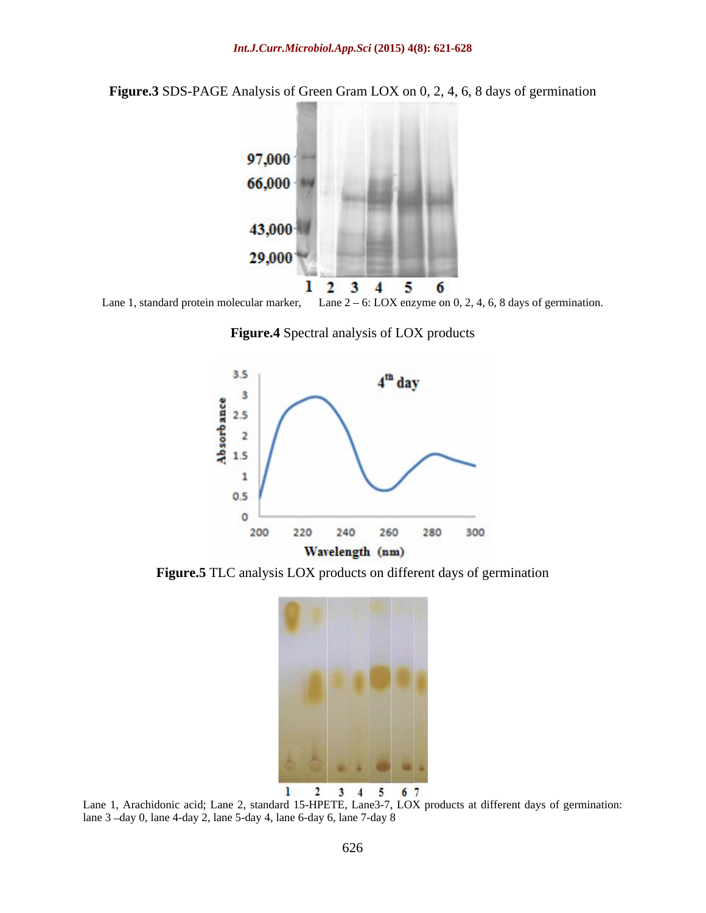**Figure.3** SDS-PAGE Analysis of Green Gram LOX on 0, 2, 4, 6, 8 days of germination

Lane 1, standard protein molecular marker, Lane 2 – 6: LOX enzyme on 0, 2, 4, 6, 8 days of germination.

**Figure.4** Spectral analysis of LOX products

**Figure.5** TLC analysis LOX products on different days of germination

Lane 1, Arachidonic acid; Lane 2, standard 15-HPETE, Lane3-7, LOX products at different days of germination: lane 3 –day 0, lane 4-day 2, lane 5-day 4, lane 6-day 6, lane 7-day 8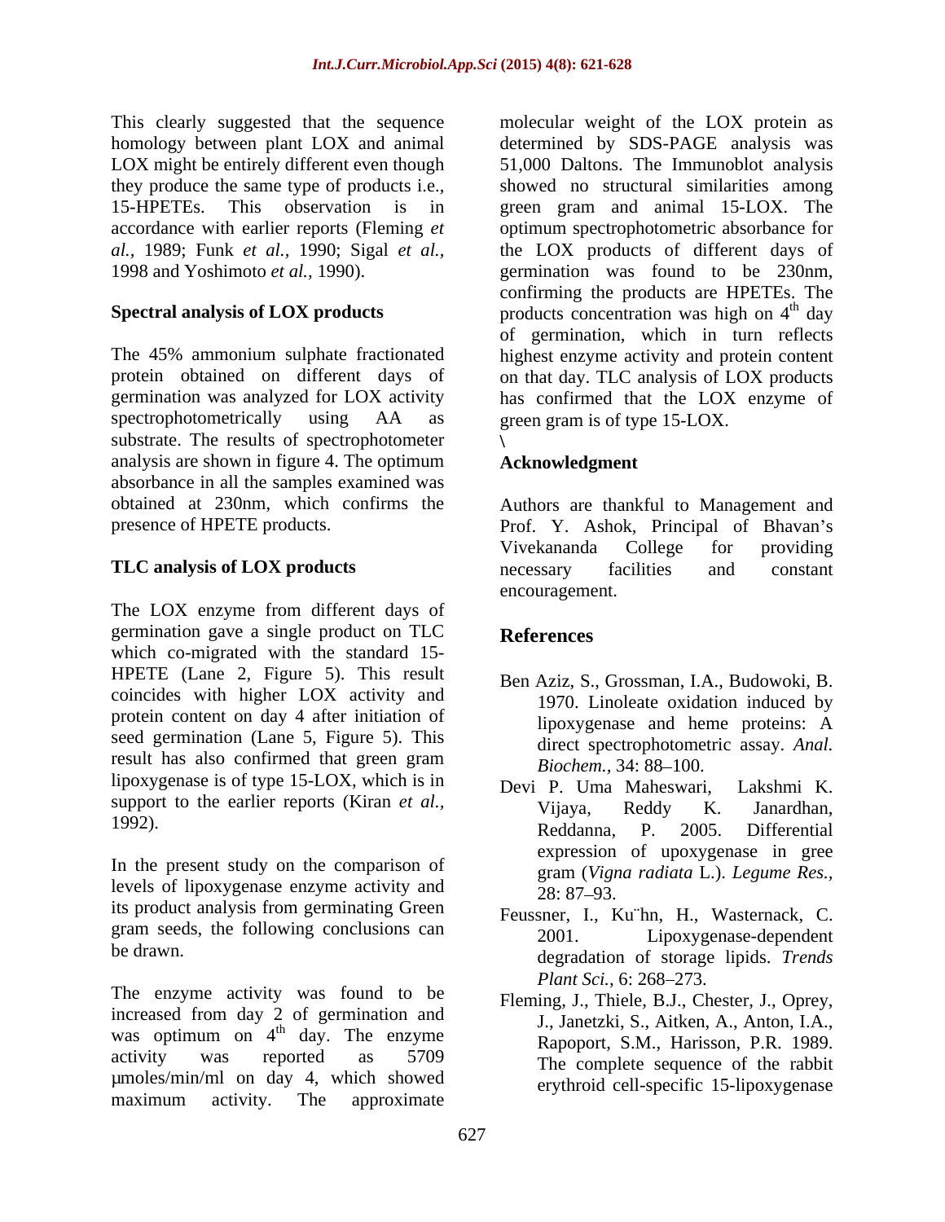This clearly suggested that the sequence homology between plant LOX and animal LOX might be entirely different even though they produce the same type of products i.e., 15-HPETEs. This observation is in accordance with earlier reports (Fleming *et al.,* 1989; Funk *et al.,* 1990; Sigal *et al.,* 1998 and Yoshimoto *et al.,* 1990).

### Spectral analysis of LOX products

The 45% ammonium sulphate fractionated protein obtained on different days of germination was analyzed for LOX activity spectrophotometrically using AA as substrate. The results of spectrophotometer analysis are shown in figure 4. The optimum absorbance in all the samples examined was obtained at 230nm, which confirms the presence of HPETE products.

### TLC analysis of LOX products

The LOX enzyme from different days of germination gave a single product on TLC which co-migrated with the standard 15-HPETE (Lane 2, Figure 5). This result coincides with higher LOX activity and protein content on day 4 after initiation of seed germination (Lane 5, Figure 5). This result has also confirmed that green gram lipoxygenase is of type 15-LOX, which is in support to the earlier reports (Kiran *et al.,* 1992).

In the present study on the comparison of levels of lipoxygenase enzyme activity and its product analysis from germinating Green gram seeds, the following conclusions can be drawn.

The enzyme activity was found to be increased from day 2 of germination and was optimum on 4th day. The enzyme activity was reported as 5709 µmoles/min/ml on day 4, which showed maximum activity. The approximate molecular weight of the LOX protein as determined by SDS-PAGE analysis was 51,000 Daltons. The Immunoblot analysis showed no structural similarities among green gram and animal 15-LOX. The optimum spectrophotometric absorbance for the LOX products of different days of germination was found to be 230nm, confirming the products are HPETEs. The products concentration was high on 4th day of germination, which in turn reflects highest enzyme activity and protein content on that day. TLC analysis of LOX products has confirmed that the LOX enzyme of green gram is of type 15-LOX.

\

## Acknowledgment

Authors are thankful to Management and Prof. Y. Ashok, Principal of Bhavan's Vivekananda College for providing necessary facilities and constant encouragement.

## References

Ben Aziz, S., Grossman, I.A., Budowoki, B. 1970. Linoleate oxidation induced by lipoxygenase and heme proteins: A direct spectrophotometric assay. *Anal. Biochem.,* 34: 88–100.

Devi P. Uma Maheswari, Lakshmi K. Vijaya, Reddy K. Janardhan, Reddanna, P. 2005. Differential expression of upoxygenase in gree gram (*Vigna radiata* L.). *Legume Res.,* 28: 87–93.

Feussner, I., Ku¨hn, H., Wasternack, C. 2001. Lipoxygenase-dependent degradation of storage lipids. *Trends Plant Sci.,* 6: 268–273.

Fleming, J., Thiele, B.J., Chester, J., Oprey, J., Janetzki, S., Aitken, A., Anton, I.A., Rapoport, S.M., Harisson, P.R. 1989. The complete sequence of the rabbit erythroid cell-specific 15-lipoxygenase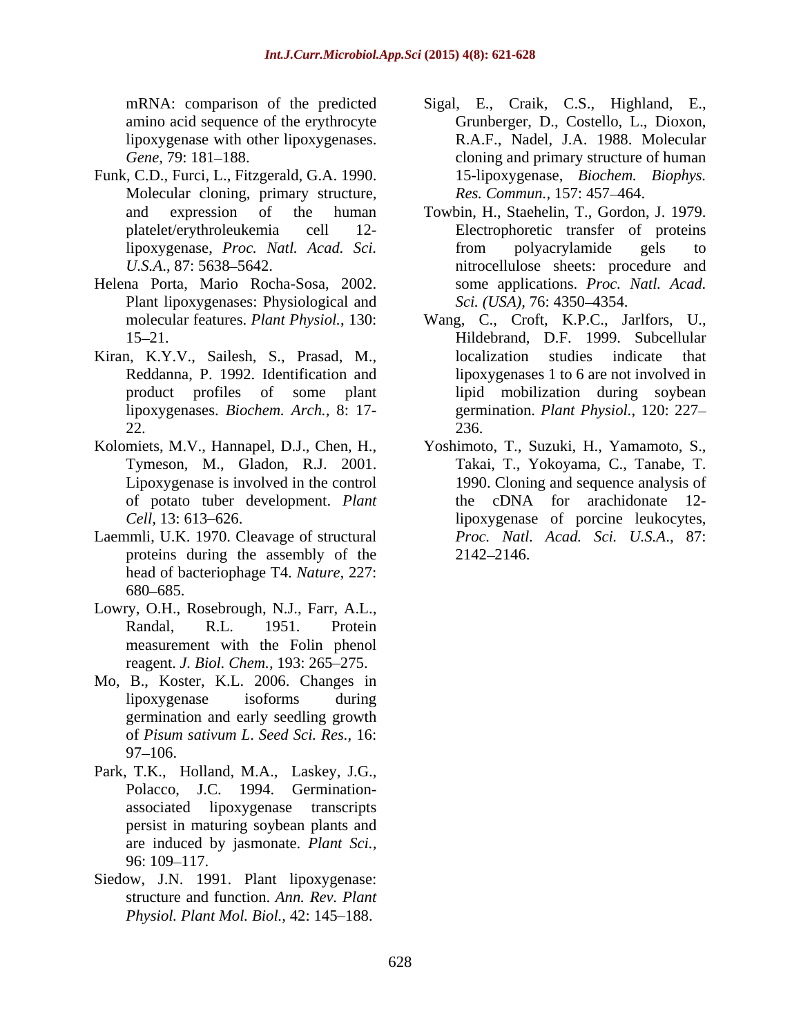mRNA: comparison of the predicted amino acid sequence of the erythrocyte lipoxygenase with other lipoxygenases. *Gene,* 79: 181–188.

Funk, C.D., Furci, L., Fitzgerald, G.A. 1990. Molecular cloning, primary structure, and expression of the human platelet/erythroleukemia cell 12-lipoxygenase, *Proc. Natl. Acad. Sci. U.S.A.*, 87: 5638–5642.

Helena Porta, Mario Rocha-Sosa, 2002. Plant lipoxygenases: Physiological and molecular features. *Plant Physiol.*, 130: 15–21.

Kiran, K.Y.V., Sailesh, S., Prasad, M., Reddanna, P. 1992. Identification and product profiles of some plant lipoxygenases. *Biochem. Arch.,* 8: 17-22.

Kolomiets, M.V., Hannapel, D.J., Chen, H., Tymeson, M., Gladon, R.J. 2001. Lipoxygenase is involved in the control of potato tuber development. *Plant Cell,* 13: 613–626.

Laemmli, U.K. 1970. Cleavage of structural proteins during the assembly of the head of bacteriophage T4. *Nature,* 227: 680–685.

Lowry, O.H., Rosebrough, N.J., Farr, A.L., Randal, R.L. 1951. Protein measurement with the Folin phenol reagent. *J. Biol. Chem.,* 193: 265–275.

Mo, B., Koster, K.L. 2006. Changes in lipoxygenase isoforms during germination and early seedling growth of *Pisum sativum L*. *Seed Sci. Res.,* 16: 97–106.

Park, T.K., Holland, M.A., Laskey, J.G., Polacco, J.C. 1994. Germination-associated lipoxygenase transcripts persist in maturing soybean plants and are induced by jasmonate. *Plant Sci.,* 96: 109–117.

Siedow, J.N. 1991. Plant lipoxygenase: structure and function. *Ann. Rev. Plant Physiol. Plant Mol. Biol.,* 42: 145–188.

Sigal, E., Craik, C.S., Highland, E., Grunberger, D., Costello, L., Dioxon, R.A.F., Nadel, J.A. 1988. Molecular cloning and primary structure of human 15-lipoxygenase, *Biochem. Biophys. Res. Commun.*, 157: 457–464.

Towbin, H., Staehelin, T., Gordon, J. 1979. Electrophoretic transfer of proteins from polyacrylamide gels to nitrocellulose sheets: procedure and some applications. *Proc. Natl. Acad. Sci. (USA),* 76: 4350–4354.

Wang, C., Croft, K.P.C., Jarlfors, U., Hildebrand, D.F. 1999. Subcellular localization studies indicate that lipoxygenases 1 to 6 are not involved in lipid mobilization during soybean germination. *Plant Physiol.,* 120: 227–236.

Yoshimoto, T., Suzuki, H., Yamamoto, S., Takai, T., Yokoyama, C., Tanabe, T. 1990. Cloning and sequence analysis of the cDNA for arachidonate 12-lipoxygenase of porcine leukocytes, *Proc. Natl. Acad. Sci. U.S.A.,* 87: 2142–2146.